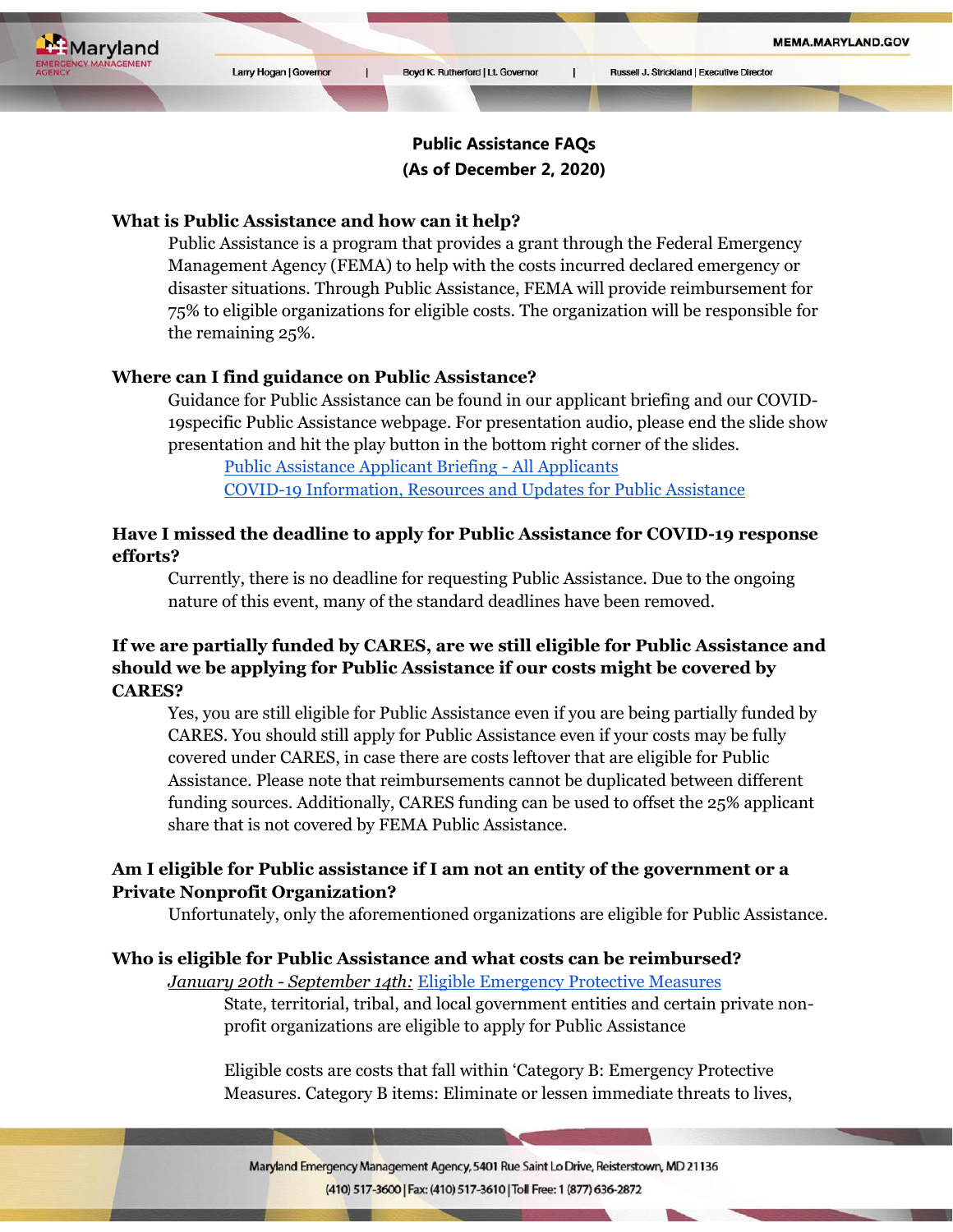# Public Assistance FAQs
**(As of December 2, 2020)**

### What is Public Assistance and how can it help?

Public Assistance is a program that provides a grant through the Federal Emergency Management Agency (FEMA) to help with the costs incurred declared emergency or disaster situations. Through Public Assistance, FEMA will provide reimbursement for 75% to eligible organizations for eligible costs. The organization will be responsible for the remaining 25%.

### Where can I find guidance on Public Assistance?

Guidance for Public Assistance can be found in our applicant briefing and our COVID-19specific Public Assistance webpage. For presentation audio, please end the slide show presentation and hit the play button in the bottom right corner of the slides.

- [Public Assistance Applicant Briefing - All Applicants]()
- [COVID-19 Information, Resources and Updates for Public Assistance]()

### Have I missed the deadline to apply for Public Assistance for COVID-19 response efforts?

Currently, there is no deadline for requesting Public Assistance. Due to the ongoing nature of this event, many of the standard deadlines have been removed.

### If we are partially funded by CARES, are we still eligible for Public Assistance and should we be applying for Public Assistance if our costs might be covered by CARES?

Yes, you are still eligible for Public Assistance even if you are being partially funded by CARES. You should still apply for Public Assistance even if your costs may be fully covered under CARES, in case there are costs leftover that are eligible for Public Assistance. Please note that reimbursements cannot be duplicated between different funding sources. Additionally, CARES funding can be used to offset the 25% applicant share that is not covered by FEMA Public Assistance.

### Am I eligible for Public assistance if I am not an entity of the government or a Private Nonprofit Organization?

Unfortunately, only the aforementioned organizations are eligible for Public Assistance.

### Who is eligible for Public Assistance and what costs can be reimbursed?

*January 20th - September 14th:* [Eligible Emergency Protective Measures]()

State, territorial, tribal, and local government entities and certain private non-profit organizations are eligible to apply for Public Assistance

Eligible costs are costs that fall within 'Category B: Emergency Protective Measures. Category B items: Eliminate or lessen immediate threats to lives,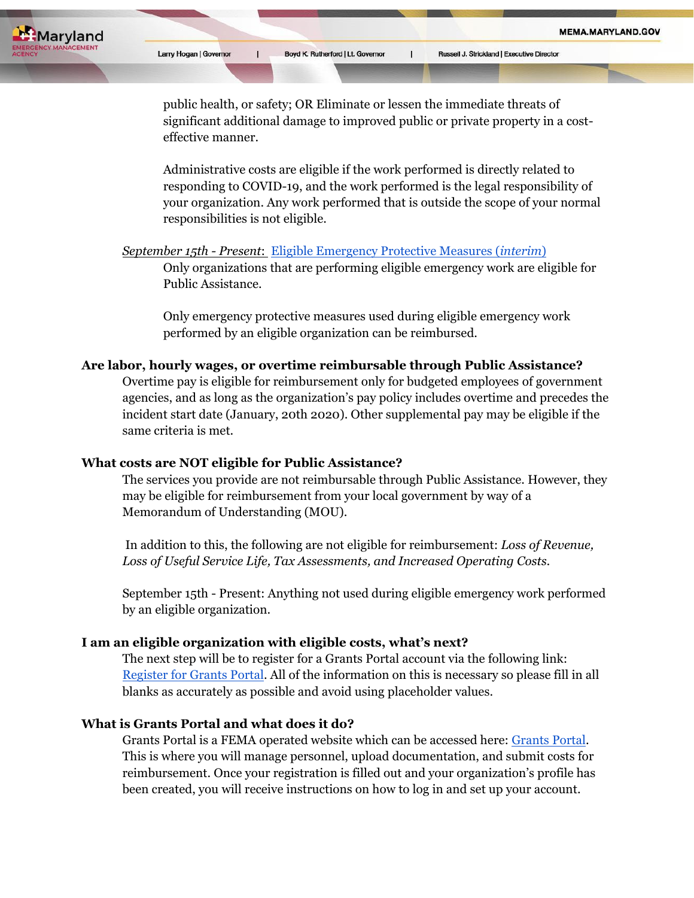public health, or safety; OR Eliminate or lessen the immediate threats of significant additional damage to improved public or private property in a cost-effective manner.

Administrative costs are eligible if the work performed is directly related to responding to COVID-19, and the work performed is the legal responsibility of your organization. Any work performed that is outside the scope of your normal responsibilities is not eligible.

*September 15th - Present*: Eligible Emergency Protective Measures (*interim*)

Only organizations that are performing eligible emergency work are eligible for Public Assistance.

Only emergency protective measures used during eligible emergency work performed by an eligible organization can be reimbursed.

**Are labor, hourly wages, or overtime reimbursable through Public Assistance?**

Overtime pay is eligible for reimbursement only for budgeted employees of government agencies, and as long as the organization's pay policy includes overtime and precedes the incident start date (January, 20th 2020). Other supplemental pay may be eligible if the same criteria is met.

**What costs are NOT eligible for Public Assistance?**

The services you provide are not reimbursable through Public Assistance. However, they may be eligible for reimbursement from your local government by way of a Memorandum of Understanding (MOU).

In addition to this, the following are not eligible for reimbursement: *Loss of Revenue, Loss of Useful Service Life, Tax Assessments, and Increased Operating Costs.*

September 15th - Present: Anything not used during eligible emergency work performed by an eligible organization.

**I am an eligible organization with eligible costs, what's next?**

The next step will be to register for a Grants Portal account via the following link: Register for Grants Portal. All of the information on this is necessary so please fill in all blanks as accurately as possible and avoid using placeholder values.

**What is Grants Portal and what does it do?**

Grants Portal is a FEMA operated website which can be accessed here: Grants Portal. This is where you will manage personnel, upload documentation, and submit costs for reimbursement. Once your registration is filled out and your organization's profile has been created, you will receive instructions on how to log in and set up your account.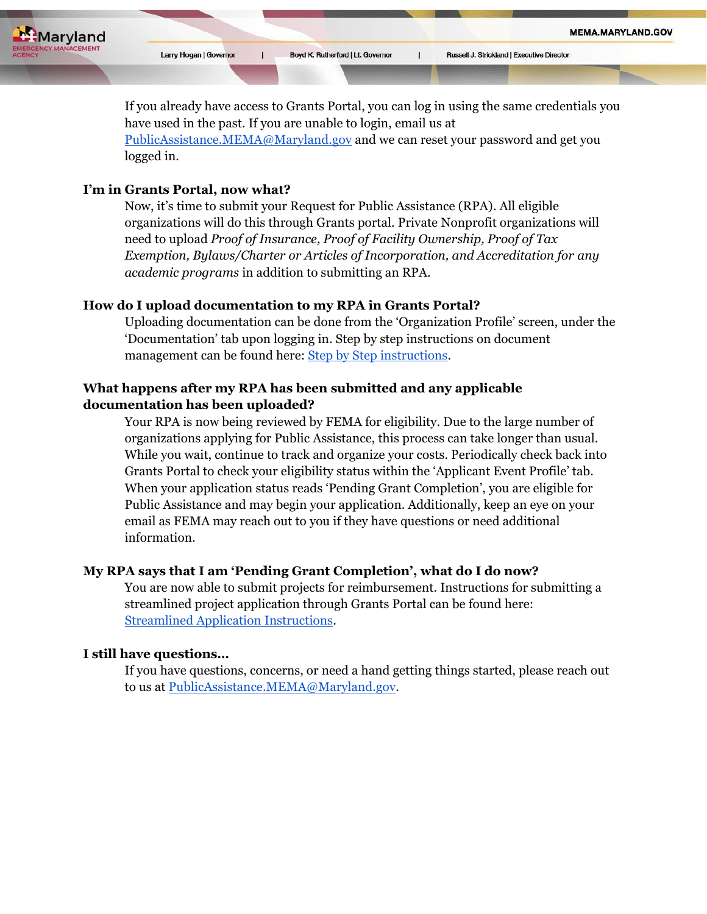If you already have access to Grants Portal, you can log in using the same credentials you have used in the past. If you are unable to login, email us at PublicAssistance.MEMA@Maryland.gov and we can reset your password and get you logged in.

### I'm in Grants Portal, now what?

Now, it's time to submit your Request for Public Assistance (RPA). All eligible organizations will do this through Grants portal. Private Nonprofit organizations will need to upload *Proof of Insurance, Proof of Facility Ownership, Proof of Tax Exemption, Bylaws/Charter or Articles of Incorporation, and Accreditation for any academic programs* in addition to submitting an RPA.

### How do I upload documentation to my RPA in Grants Portal?

Uploading documentation can be done from the 'Organization Profile' screen, under the 'Documentation' tab upon logging in. Step by step instructions on document management can be found here: Step by Step instructions.

### What happens after my RPA has been submitted and any applicable documentation has been uploaded?

Your RPA is now being reviewed by FEMA for eligibility. Due to the large number of organizations applying for Public Assistance, this process can take longer than usual. While you wait, continue to track and organize your costs. Periodically check back into Grants Portal to check your eligibility status within the 'Applicant Event Profile' tab. When your application status reads 'Pending Grant Completion', you are eligible for Public Assistance and may begin your application. Additionally, keep an eye on your email as FEMA may reach out to you if they have questions or need additional information.

### My RPA says that I am 'Pending Grant Completion', what do I do now?

You are now able to submit projects for reimbursement. Instructions for submitting a streamlined project application through Grants Portal can be found here: Streamlined Application Instructions.

### I still have questions...

If you have questions, concerns, or need a hand getting things started, please reach out to us at PublicAssistance.MEMA@Maryland.gov.